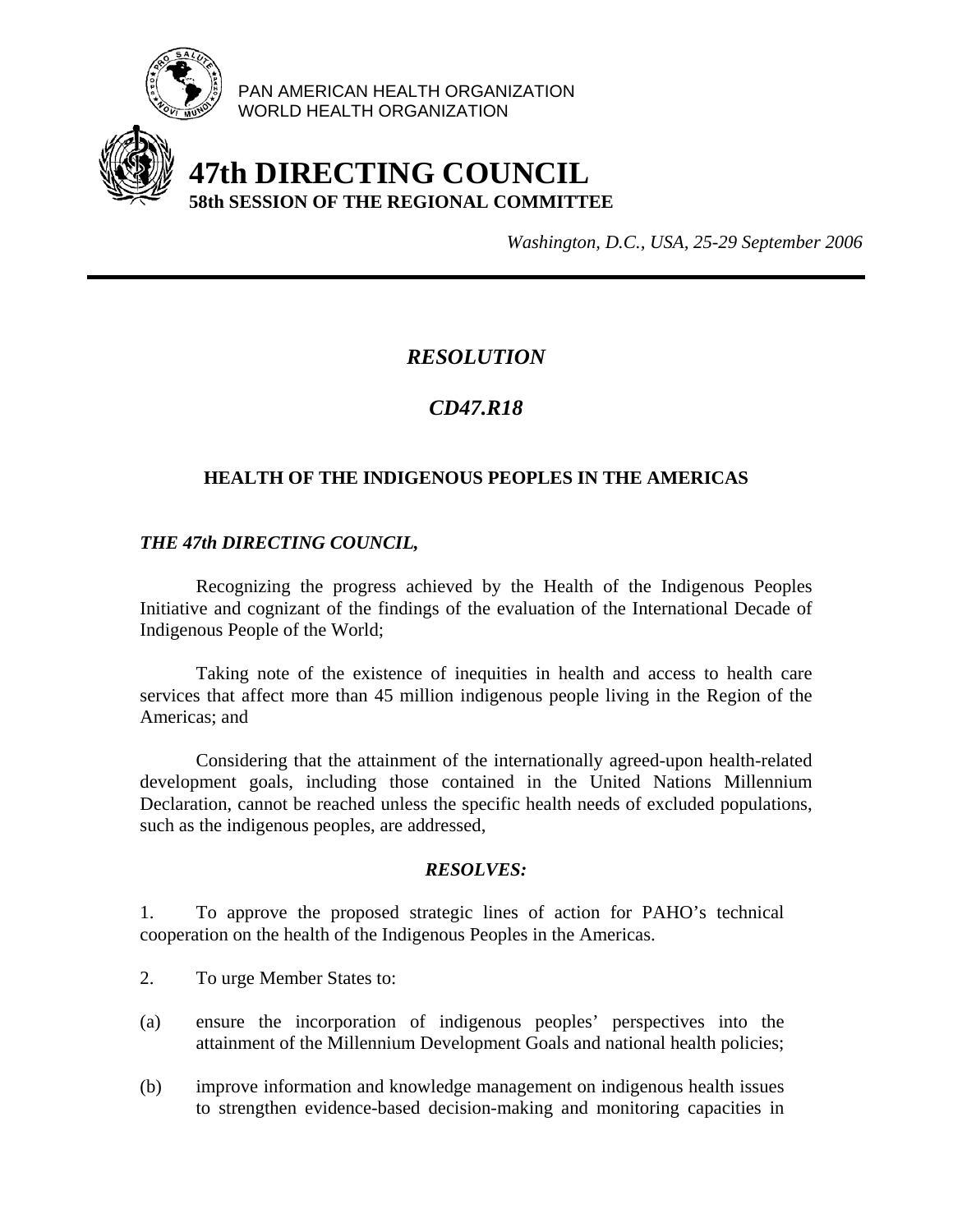PAN AMERICAN HEALTH ORGANIZATION
WORLD HEALTH ORGANIZATION

# 47th DIRECTING COUNCIL
**58th SESSION OF THE REGIONAL COMMITTEE**

*Washington, D.C., USA, 25-29 September 2006*

---

## *RESOLUTION*

## *CD47.R18*

### HEALTH OF THE INDIGENOUS PEOPLES IN THE AMERICAS

***THE 47th DIRECTING COUNCIL,***

Recognizing the progress achieved by the Health of the Indigenous Peoples Initiative and cognizant of the findings of the evaluation of the International Decade of Indigenous People of the World;

Taking note of the existence of inequities in health and access to health care services that affect more than 45 million indigenous people living in the Region of the Americas; and

Considering that the attainment of the internationally agreed-upon health-related development goals, including those contained in the United Nations Millennium Declaration, cannot be reached unless the specific health needs of excluded populations, such as the indigenous peoples, are addressed,

***RESOLVES:***

1. To approve the proposed strategic lines of action for PAHO's technical cooperation on the health of the Indigenous Peoples in the Americas.

2. To urge Member States to:

(a) ensure the incorporation of indigenous peoples' perspectives into the attainment of the Millennium Development Goals and national health policies;

(b) improve information and knowledge management on indigenous health issues to strengthen evidence-based decision-making and monitoring capacities in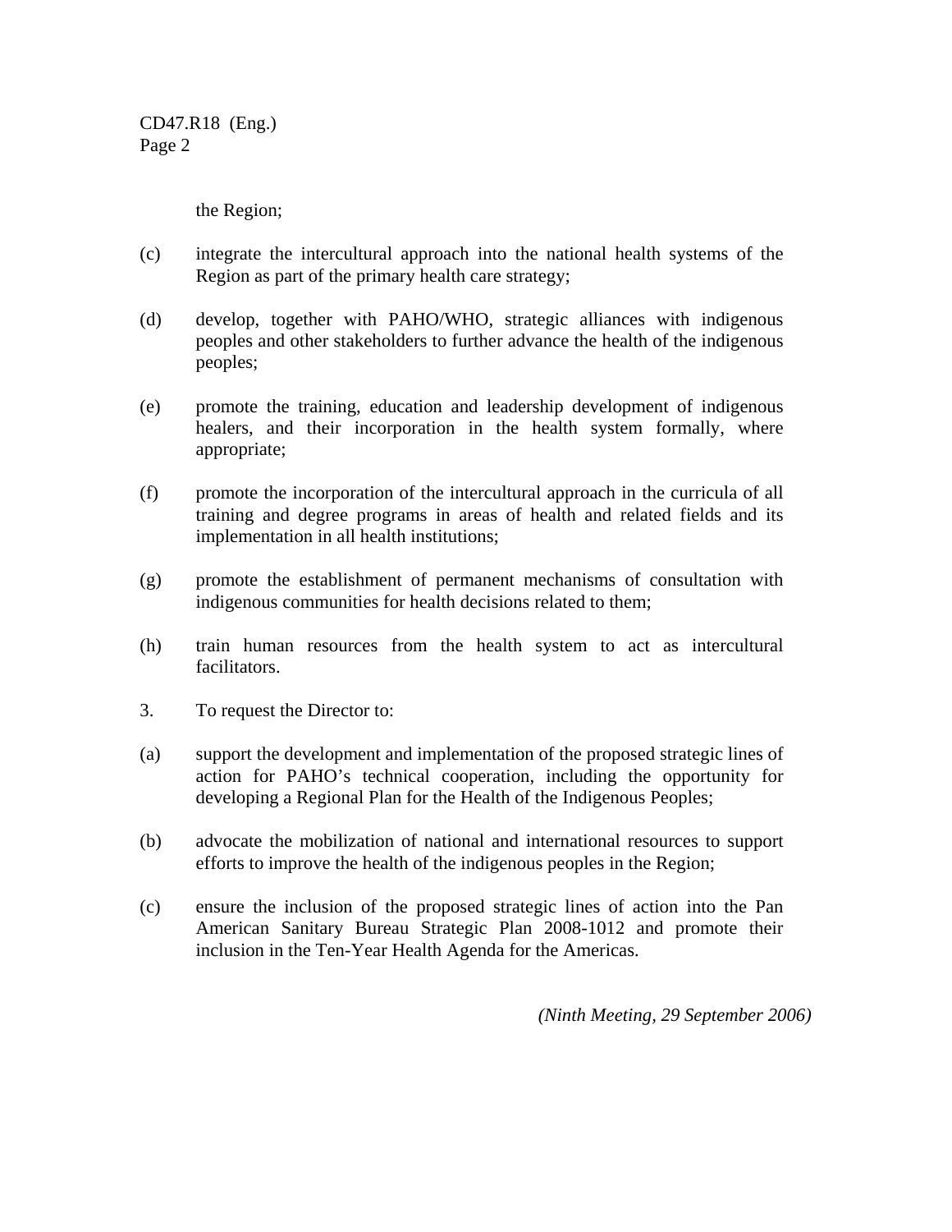the Region;

(c) integrate the intercultural approach into the national health systems of the Region as part of the primary health care strategy;

(d) develop, together with PAHO/WHO, strategic alliances with indigenous peoples and other stakeholders to further advance the health of the indigenous peoples;

(e) promote the training, education and leadership development of indigenous healers, and their incorporation in the health system formally, where appropriate;

(f) promote the incorporation of the intercultural approach in the curricula of all training and degree programs in areas of health and related fields and its implementation in all health institutions;

(g) promote the establishment of permanent mechanisms of consultation with indigenous communities for health decisions related to them;

(h) train human resources from the health system to act as intercultural facilitators.

3. To request the Director to:

(a) support the development and implementation of the proposed strategic lines of action for PAHO's technical cooperation, including the opportunity for developing a Regional Plan for the Health of the Indigenous Peoples;

(b) advocate the mobilization of national and international resources to support efforts to improve the health of the indigenous peoples in the Region;

(c) ensure the inclusion of the proposed strategic lines of action into the Pan American Sanitary Bureau Strategic Plan 2008-1012 and promote their inclusion in the Ten-Year Health Agenda for the Americas.

*(Ninth Meeting, 29 September 2006)*